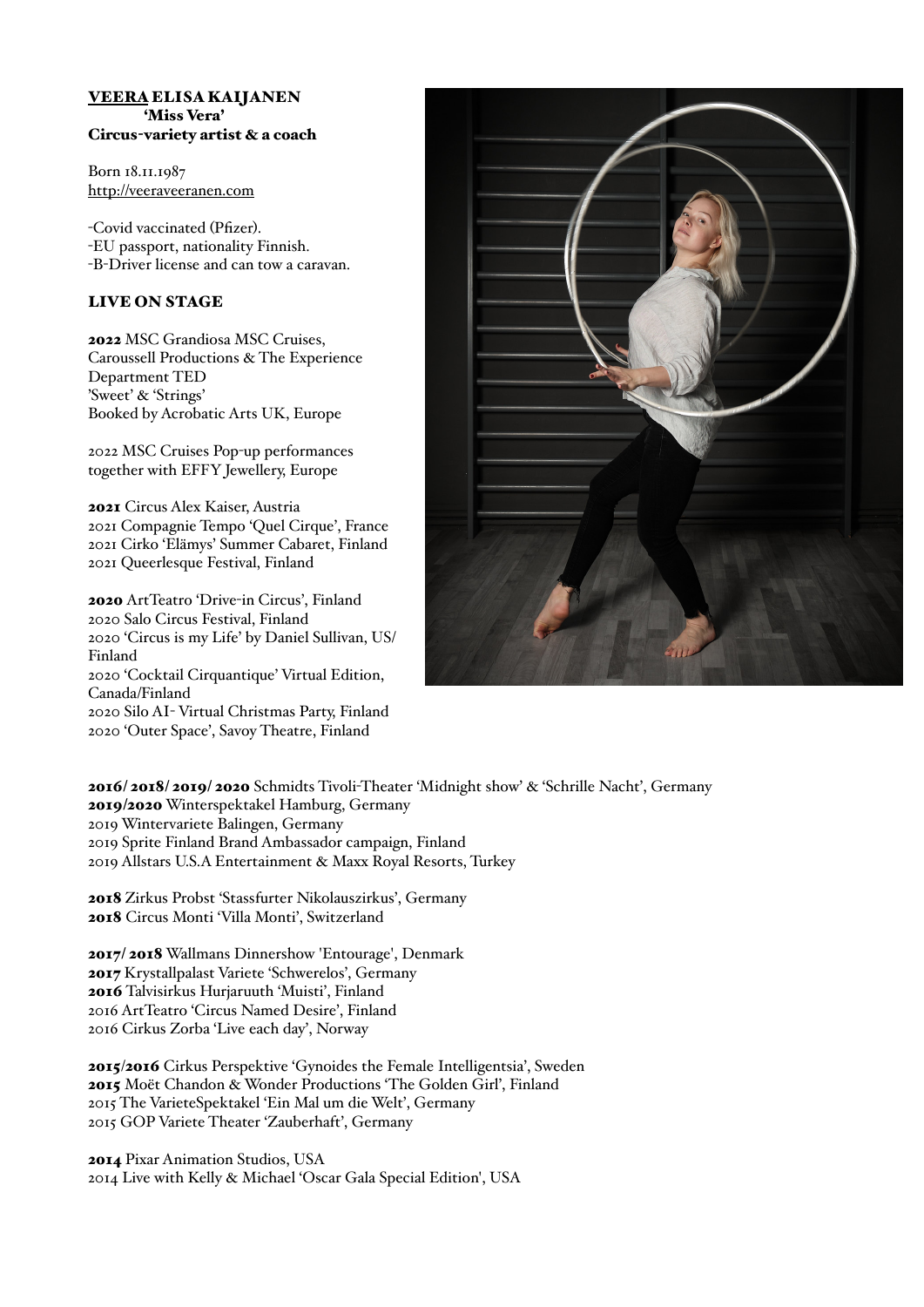**VEERA ELISA KAIJANEN**
**'Miss Vera'**
**Circus-variety artist & a coach**

Born 18.11.1987
http://veeraveeranen.com

-Covid vaccinated (Pfizer).
-EU passport, nationality Finnish.
-B-Driver license and can tow a caravan.

## LIVE ON STAGE

**2022** MSC Grandiosa MSC Cruises, Caroussell Productions & The Experience Department TED
'Sweet' & 'Strings'
Booked by Acrobatic Arts UK, Europe

2022 MSC Cruises Pop-up performances together with EFFY Jewellery, Europe

**2021** Circus Alex Kaiser, Austria
2021 Compagnie Tempo 'Quel Cirque', France
2021 Cirko 'Elämys' Summer Cabaret, Finland
2021 Queerlesque Festival, Finland

**2020** ArtTeatro 'Drive-in Circus', Finland
2020 Salo Circus Festival, Finland
2020 'Circus is my Life' by Daniel Sullivan, US/Finland
2020 'Cocktail Cirquantique' Virtual Edition, Canada/Finland
2020 Silo AI- Virtual Christmas Party, Finland
2020 'Outer Space', Savoy Theatre, Finland

**2016/ 2018/ 2019/ 2020** Schmidts Tivoli-Theater 'Midnight show' & 'Schrille Nacht', Germany
**2019/2020** Winterspektakel Hamburg, Germany
2019 Wintervariete Balingen, Germany
2019 Sprite Finland Brand Ambassador campaign, Finland
2019 Allstars U.S.A Entertainment & Maxx Royal Resorts, Turkey

**2018** Zirkus Probst 'Stassfurter Nikolauszirkus', Germany
**2018** Circus Monti 'Villa Monti', Switzerland

**2017/ 2018** Wallmans Dinnershow 'Entourage', Denmark
**2017** Krystallpalast Variete 'Schwerelos', Germany
**2016** Talvisirkus Hurjaruuth 'Muisti', Finland
2016 ArtTeatro 'Circus Named Desire', Finland
2016 Cirkus Zorba 'Live each day', Norway

**2015/2016** Cirkus Perspektive 'Gynoides the Female Intelligentsia', Sweden
**2015** Moët Chandon & Wonder Productions 'The Golden Girl', Finland
2015 The VarieteSpektakel 'Ein Mal um die Welt', Germany
2015 GOP Variete Theater 'Zauberhaft', Germany

**2014** Pixar Animation Studios, USA
2014 Live with Kelly & Michael 'Oscar Gala Special Edition', USA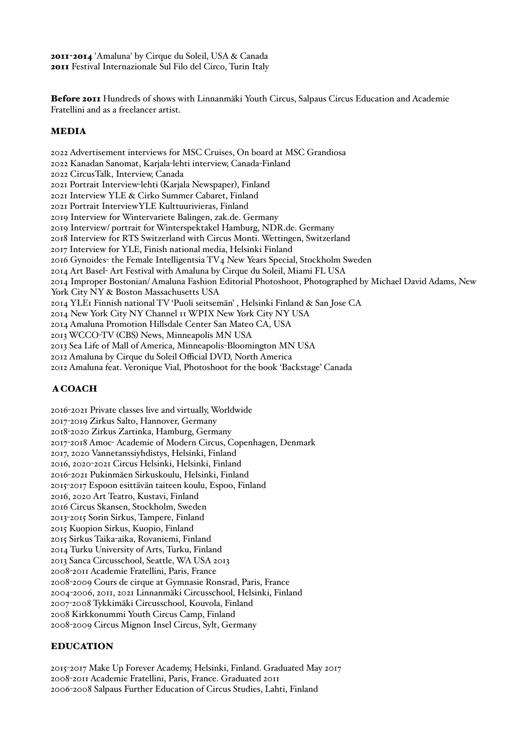**2011-2014** 'Amaluna' by Cirque du Soleil, USA & Canada
**2011** Festival Internazionale Sul Filo del Circo, Turin Italy

**Before 2011** Hundreds of shows with Linnanmäki Youth Circus, Salpaus Circus Education and Academie Fratellini and as a freelancer artist.

## MEDIA

2022 Advertisement interviews for MSC Cruises, On board at MSC Grandiosa
2022 Kanadan Sanomat, Karjala-lehti interview, Canada-Finland
2022 CircusTalk, Interview, Canada
2021 Portrait Interview-lehti (Karjala Newspaper), Finland
2021 Interview YLE & Cirko Summer Cabaret, Finland
2021 Portrait InterviewYLE Kulttuurivieras, Finland
2019 Interview for Wintervariete Balingen, zak.de. Germany
2019 Interview/ portrait for Winterspektakel Hamburg, NDR.de. Germany
2018 Interview for RTS Switzerland with Circus Monti. Wettingen, Switzerland
2017 Interview for YLE, Finish national media, Helsinki Finland
2016 Gynoides- the Female Intelligentsia TV4 New Years Special, Stockholm Sweden
2014 Art Basel- Art Festival with Amaluna by Cirque du Soleil, Miami FL USA
2014 Improper Bostonian/ Amaluna Fashion Editorial Photoshoot, Photographed by Michael David Adams, New York City NY & Boston Massachusetts USA
2014 YLE1 Finnish national TV 'Puoli seitsemän' , Helsinki Finland & San Jose CA
2014 New York City NY Channel 11 WPIX New York City NY USA
2014 Amaluna Promotion Hillsdale Center San Mateo CA, USA
2013 WCCO-TV (CBS) News, Minneapolis MN USA
2013 Sea Life of Mall of America, Minneapolis-Bloomington MN USA
2012 Amaluna by Cirque du Soleil Official DVD, North America
2012 Amaluna feat. Veronique Vial, Photoshoot for the book 'Backstage' Canada

## A COACH

2016-2021 Private classes live and virtually, Worldwide
2017-2019 Zirkus Salto, Hannover, Germany
2018-2020 Zirkus Zartinka, Hamburg, Germany
2017-2018 Amoc- Academie of Modern Circus, Copenhagen, Denmark
2017, 2020 Vannetanssiyhdistys, Helsinki, Finland
2016, 2020-2021 Circus Helsinki, Helsinki, Finland
2016-2021 Pukinmäen Sirkuskoulu, Helsinki, Finland
2015-2017 Espoon esittävän taiteen koulu, Espoo, Finland
2016, 2020 Art Teatro, Kustavi, Finland
2016 Circus Skansen, Stockholm, Sweden
2013-2015 Sorin Sirkus, Tampere, Finland
2015 Kuopion Sirkus, Kuopio, Finland
2015 Sirkus Taika-aika, Rovaniemi, Finland
2014 Turku University of Arts, Turku, Finland
2013 Sanca Circusschool, Seattle, WA USA 2013
2008-2011 Academie Fratellini, Paris, France
2008-2009 Cours de cirque at Gymnasie Ronsrad, Paris, France
2004-2006, 2011, 2021 Linnanmäki Circusschool, Helsinki, Finland
2007-2008 Tykkimäki Circusschool, Kouvola, Finland
2008 Kirkkonummi Youth Circus Camp, Finland
2008-2009 Circus Mignon Insel Circus, Sylt, Germany

## EDUCATION

2015-2017 Make Up Forever Academy, Helsinki, Finland. Graduated May 2017
2008-2011 Academie Fratellini, Paris, France. Graduated 2011
2006-2008 Salpaus Further Education of Circus Studies, Lahti, Finland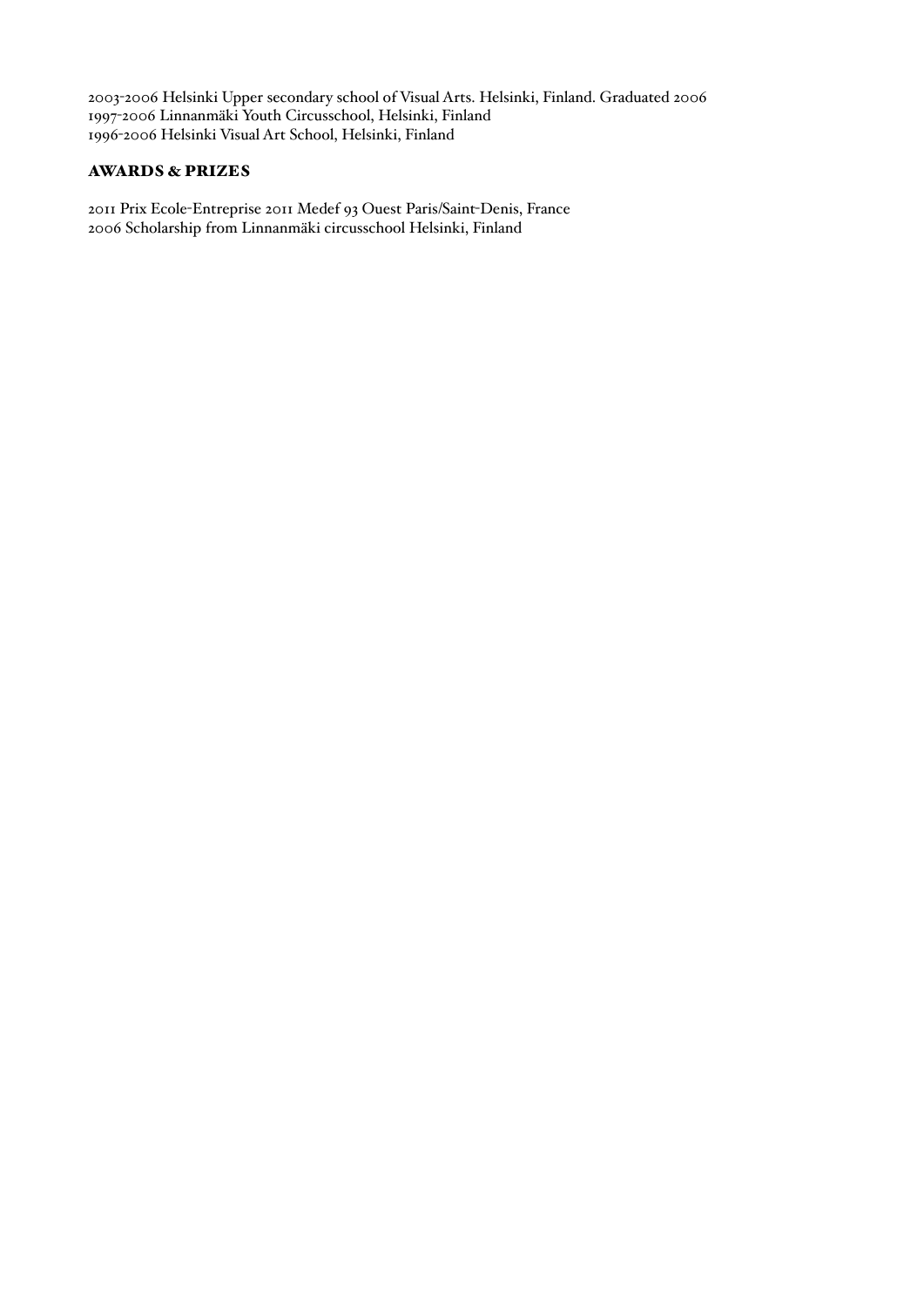2003-2006 Helsinki Upper secondary school of Visual Arts. Helsinki, Finland. Graduated 2006
1997-2006 Linnanmäki Youth Circusschool, Helsinki, Finland
1996-2006 Helsinki Visual Art School, Helsinki, Finland

## AWARDS & PRIZES

2011 Prix Ecole-Entreprise 2011 Medef 93 Ouest Paris/Saint-Denis, France
2006 Scholarship from Linnanmäki circusschool Helsinki, Finland